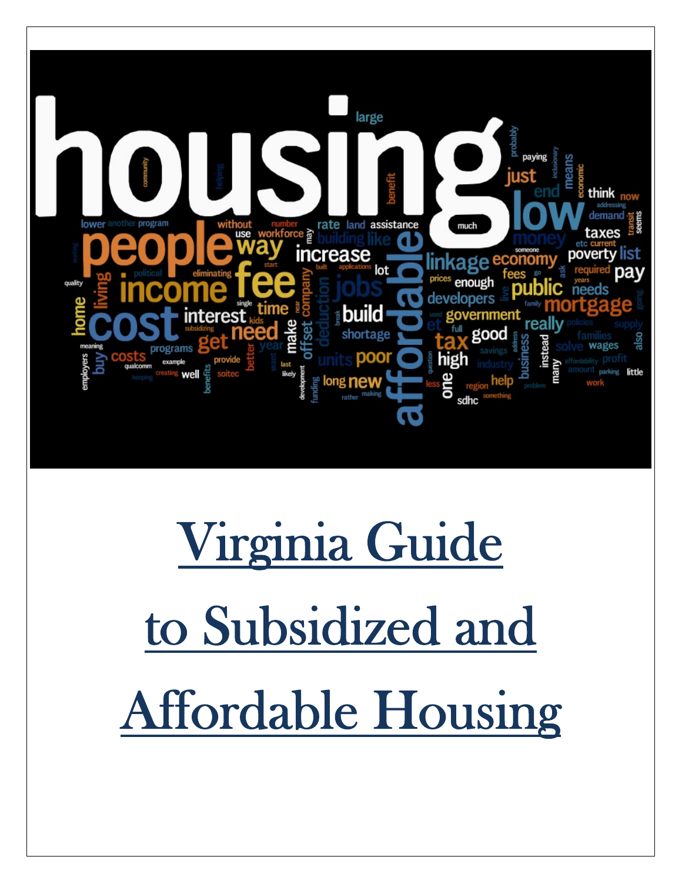# Virginia Guide to Subsidized and Affordable Housing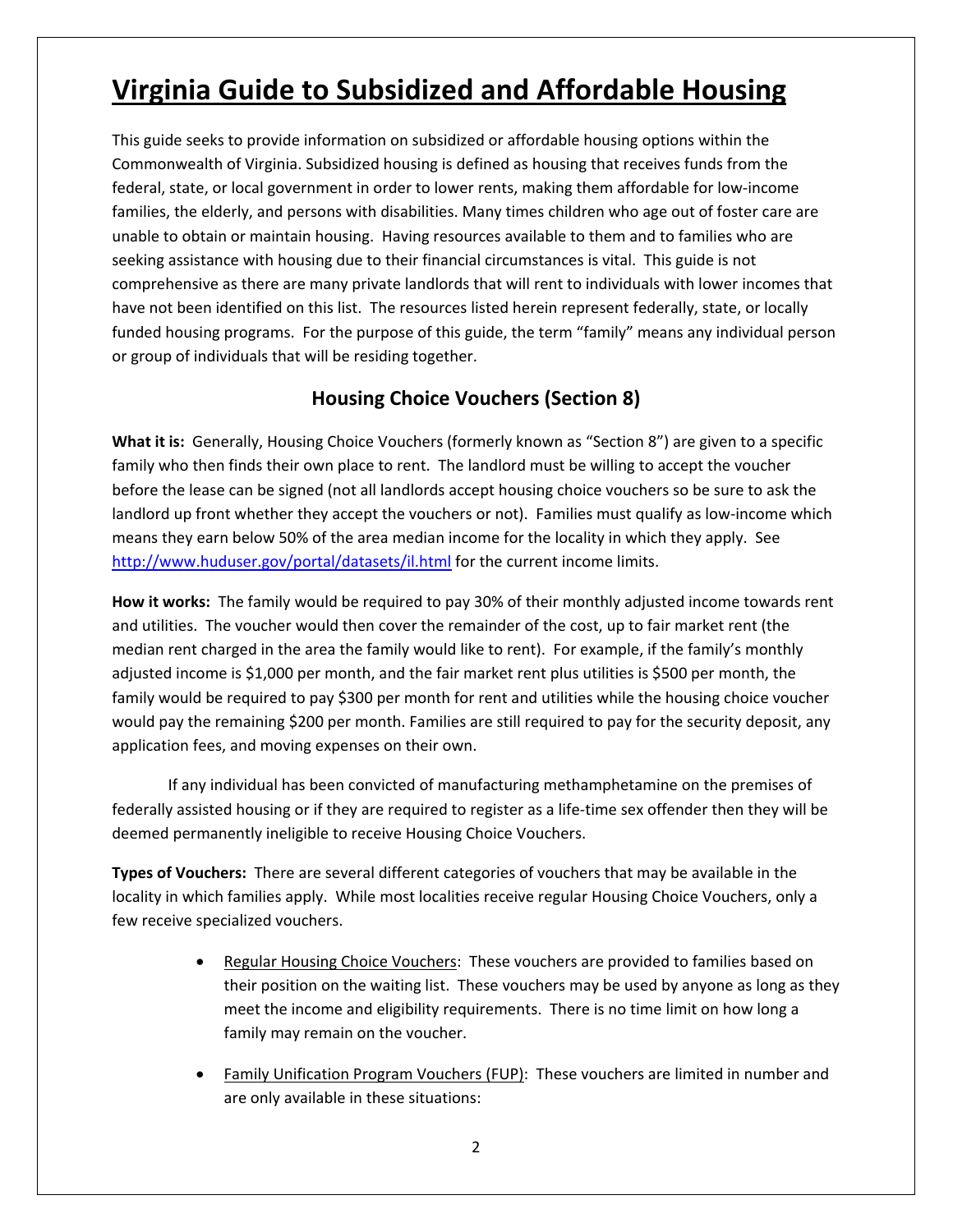# Virginia Guide to Subsidized and Affordable Housing

This guide seeks to provide information on subsidized or affordable housing options within the Commonwealth of Virginia. Subsidized housing is defined as housing that receives funds from the federal, state, or local government in order to lower rents, making them affordable for low-income families, the elderly, and persons with disabilities. Many times children who age out of foster care are unable to obtain or maintain housing. Having resources available to them and to families who are seeking assistance with housing due to their financial circumstances is vital. This guide is not comprehensive as there are many private landlords that will rent to individuals with lower incomes that have not been identified on this list. The resources listed herein represent federally, state, or locally funded housing programs. For the purpose of this guide, the term "family" means any individual person or group of individuals that will be residing together.

## Housing Choice Vouchers (Section 8)

**What it is:** Generally, Housing Choice Vouchers (formerly known as "Section 8") are given to a specific family who then finds their own place to rent. The landlord must be willing to accept the voucher before the lease can be signed (not all landlords accept housing choice vouchers so be sure to ask the landlord up front whether they accept the vouchers or not). Families must qualify as low-income which means they earn below 50% of the area median income for the locality in which they apply. See [http://www.huduser.gov/portal/datasets/il.html](http://www.huduser.gov/portal/datasets/il.html) for the current income limits.

**How it works:** The family would be required to pay 30% of their monthly adjusted income towards rent and utilities. The voucher would then cover the remainder of the cost, up to fair market rent (the median rent charged in the area the family would like to rent). For example, if the family's monthly adjusted income is $1,000 per month, and the fair market rent plus utilities is $500 per month, the family would be required to pay $300 per month for rent and utilities while the housing choice voucher would pay the remaining $200 per month. Families are still required to pay for the security deposit, any application fees, and moving expenses on their own.

If any individual has been convicted of manufacturing methamphetamine on the premises of federally assisted housing or if they are required to register as a life-time sex offender then they will be deemed permanently ineligible to receive Housing Choice Vouchers.

**Types of Vouchers:** There are several different categories of vouchers that may be available in the locality in which families apply. While most localities receive regular Housing Choice Vouchers, only a few receive specialized vouchers.

- Regular Housing Choice Vouchers: These vouchers are provided to families based on their position on the waiting list. These vouchers may be used by anyone as long as they meet the income and eligibility requirements. There is no time limit on how long a family may remain on the voucher.
- Family Unification Program Vouchers (FUP): These vouchers are limited in number and are only available in these situations: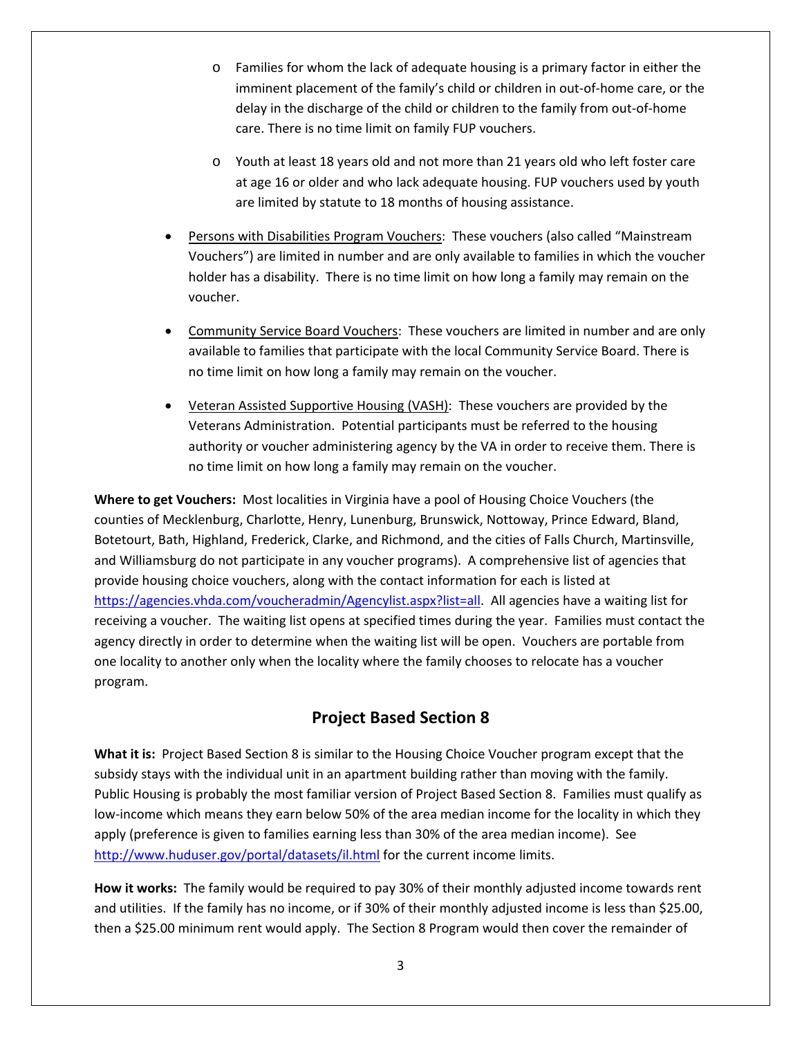- Families for whom the lack of adequate housing is a primary factor in either the imminent placement of the family's child or children in out-of-home care, or the delay in the discharge of the child or children to the family from out-of-home care. There is no time limit on family FUP vouchers.

  - Youth at least 18 years old and not more than 21 years old who left foster care at age 16 or older and who lack adequate housing. FUP vouchers used by youth are limited by statute to 18 months of housing assistance.

- Persons with Disabilities Program Vouchers: These vouchers (also called "Mainstream Vouchers") are limited in number and are only available to families in which the voucher holder has a disability. There is no time limit on how long a family may remain on the voucher.

- Community Service Board Vouchers: These vouchers are limited in number and are only available to families that participate with the local Community Service Board. There is no time limit on how long a family may remain on the voucher.

- Veteran Assisted Supportive Housing (VASH): These vouchers are provided by the Veterans Administration. Potential participants must be referred to the housing authority or voucher administering agency by the VA in order to receive them. There is no time limit on how long a family may remain on the voucher.

**Where to get Vouchers:** Most localities in Virginia have a pool of Housing Choice Vouchers (the counties of Mecklenburg, Charlotte, Henry, Lunenburg, Brunswick, Nottoway, Prince Edward, Bland, Botetourt, Bath, Highland, Frederick, Clarke, and Richmond, and the cities of Falls Church, Martinsville, and Williamsburg do not participate in any voucher programs). A comprehensive list of agencies that provide housing choice vouchers, along with the contact information for each is listed at https://agencies.vhda.com/voucheradmin/Agencylist.aspx?list=all. All agencies have a waiting list for receiving a voucher. The waiting list opens at specified times during the year. Families must contact the agency directly in order to determine when the waiting list will be open. Vouchers are portable from one locality to another only when the locality where the family chooses to relocate has a voucher program.

## Project Based Section 8

**What it is:** Project Based Section 8 is similar to the Housing Choice Voucher program except that the subsidy stays with the individual unit in an apartment building rather than moving with the family. Public Housing is probably the most familiar version of Project Based Section 8. Families must qualify as low-income which means they earn below 50% of the area median income for the locality in which they apply (preference is given to families earning less than 30% of the area median income). See http://www.huduser.gov/portal/datasets/il.html for the current income limits.

**How it works:** The family would be required to pay 30% of their monthly adjusted income towards rent and utilities. If the family has no income, or if 30% of their monthly adjusted income is less than $25.00, then a $25.00 minimum rent would apply. The Section 8 Program would then cover the remainder of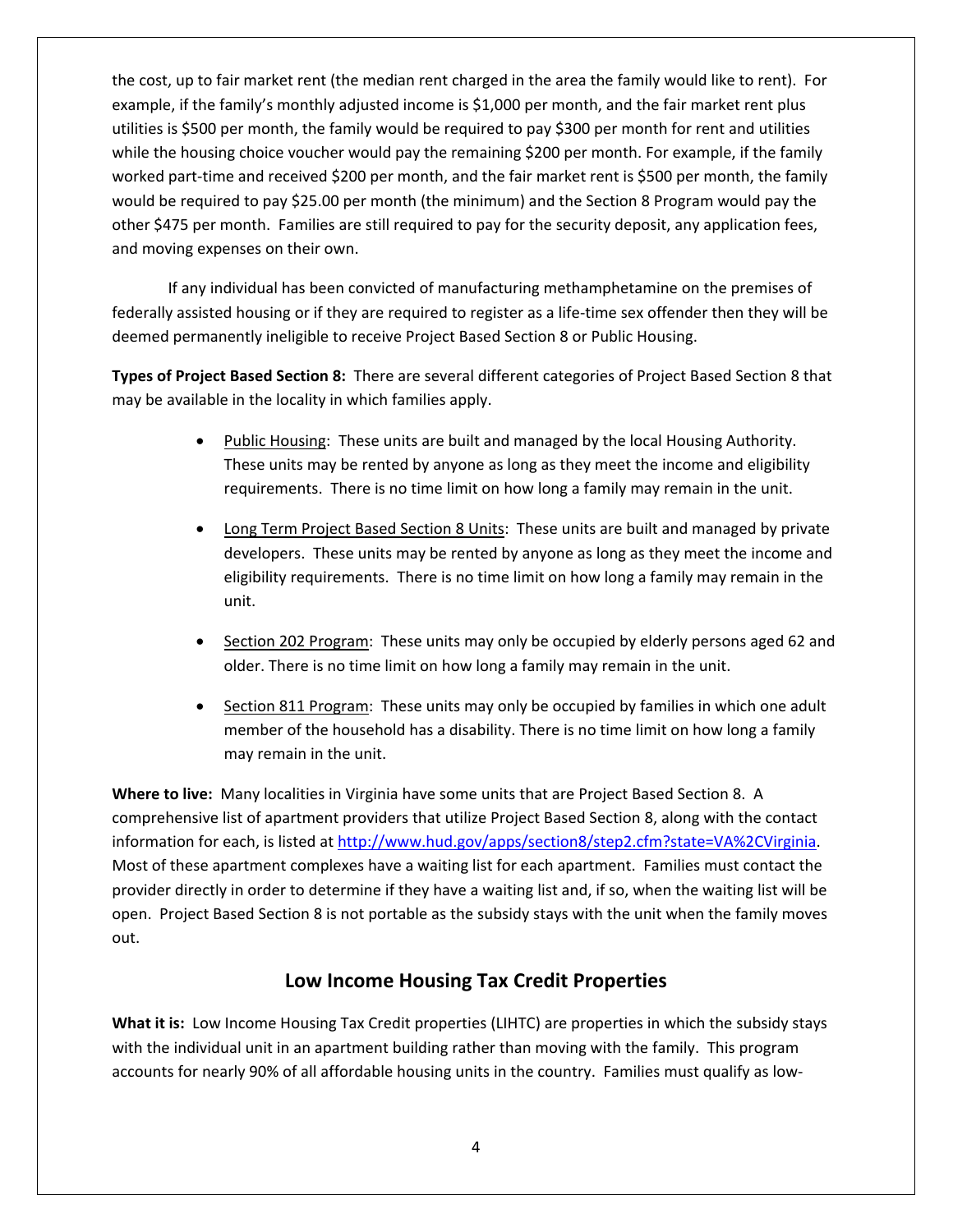the cost, up to fair market rent (the median rent charged in the area the family would like to rent). For example, if the family's monthly adjusted income is $1,000 per month, and the fair market rent plus utilities is $500 per month, the family would be required to pay $300 per month for rent and utilities while the housing choice voucher would pay the remaining $200 per month. For example, if the family worked part-time and received $200 per month, and the fair market rent is $500 per month, the family would be required to pay $25.00 per month (the minimum) and the Section 8 Program would pay the other $475 per month. Families are still required to pay for the security deposit, any application fees, and moving expenses on their own.

If any individual has been convicted of manufacturing methamphetamine on the premises of federally assisted housing or if they are required to register as a life-time sex offender then they will be deemed permanently ineligible to receive Project Based Section 8 or Public Housing.

**Types of Project Based Section 8:** There are several different categories of Project Based Section 8 that may be available in the locality in which families apply.

- Public Housing: These units are built and managed by the local Housing Authority. These units may be rented by anyone as long as they meet the income and eligibility requirements. There is no time limit on how long a family may remain in the unit.
- Long Term Project Based Section 8 Units: These units are built and managed by private developers. These units may be rented by anyone as long as they meet the income and eligibility requirements. There is no time limit on how long a family may remain in the unit.
- Section 202 Program: These units may only be occupied by elderly persons aged 62 and older. There is no time limit on how long a family may remain in the unit.
- Section 811 Program: These units may only be occupied by families in which one adult member of the household has a disability. There is no time limit on how long a family may remain in the unit.

**Where to live:** Many localities in Virginia have some units that are Project Based Section 8. A comprehensive list of apartment providers that utilize Project Based Section 8, along with the contact information for each, is listed at http://www.hud.gov/apps/section8/step2.cfm?state=VA%2CVirginia. Most of these apartment complexes have a waiting list for each apartment. Families must contact the provider directly in order to determine if they have a waiting list and, if so, when the waiting list will be open. Project Based Section 8 is not portable as the subsidy stays with the unit when the family moves out.

## Low Income Housing Tax Credit Properties

**What it is:** Low Income Housing Tax Credit properties (LIHTC) are properties in which the subsidy stays with the individual unit in an apartment building rather than moving with the family. This program accounts for nearly 90% of all affordable housing units in the country. Families must qualify as low-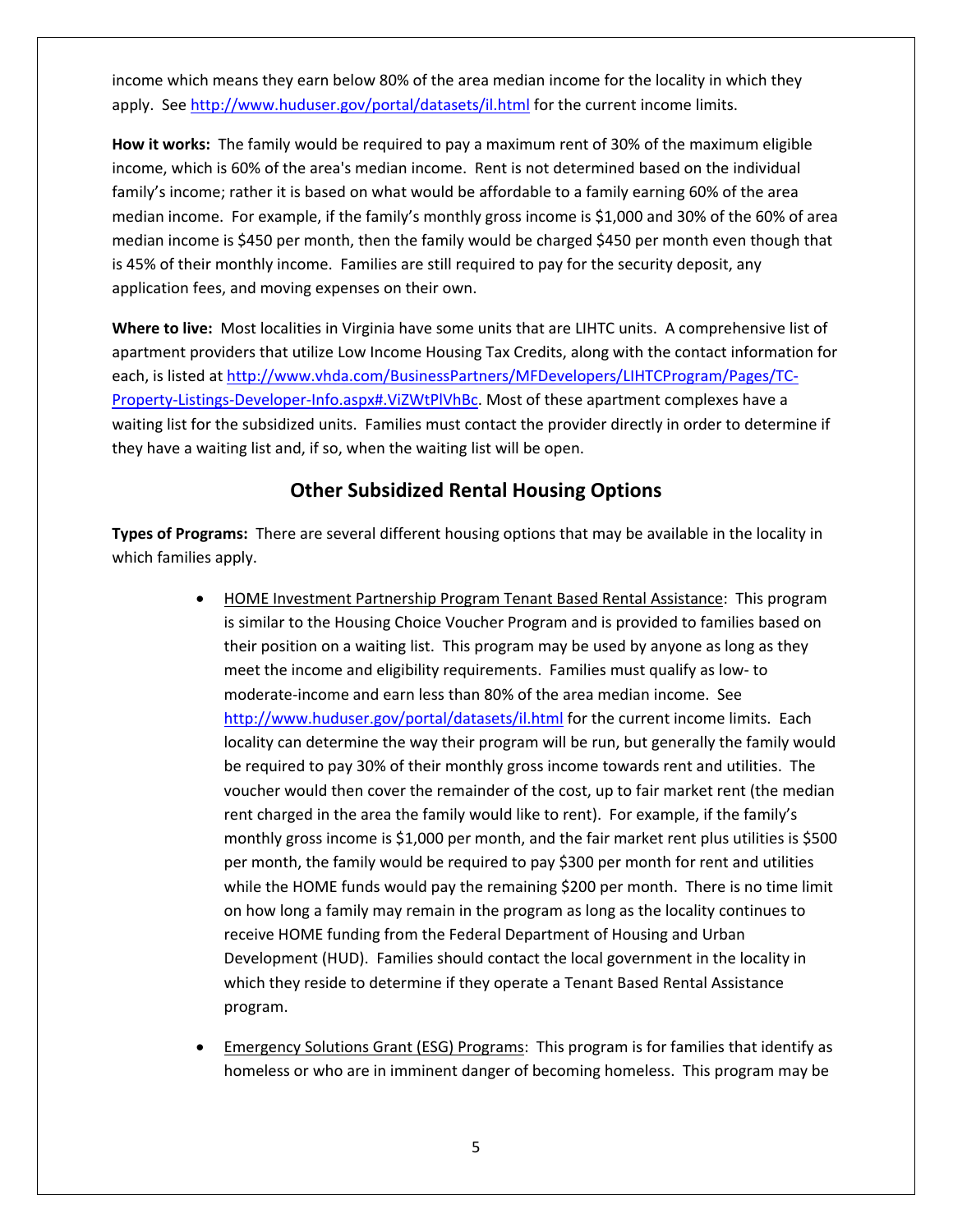income which means they earn below 80% of the area median income for the locality in which they apply. See http://www.huduser.gov/portal/datasets/il.html for the current income limits.

**How it works:** The family would be required to pay a maximum rent of 30% of the maximum eligible income, which is 60% of the area's median income. Rent is not determined based on the individual family's income; rather it is based on what would be affordable to a family earning 60% of the area median income. For example, if the family's monthly gross income is $1,000 and 30% of the 60% of area median income is $450 per month, then the family would be charged $450 per month even though that is 45% of their monthly income. Families are still required to pay for the security deposit, any application fees, and moving expenses on their own.

**Where to live:** Most localities in Virginia have some units that are LIHTC units. A comprehensive list of apartment providers that utilize Low Income Housing Tax Credits, along with the contact information for each, is listed at http://www.vhda.com/BusinessPartners/MFDevelopers/LIHTCProgram/Pages/TC-Property-Listings-Developer-Info.aspx#.ViZWtPlVhBc. Most of these apartment complexes have a waiting list for the subsidized units. Families must contact the provider directly in order to determine if they have a waiting list and, if so, when the waiting list will be open.

## Other Subsidized Rental Housing Options

**Types of Programs:** There are several different housing options that may be available in the locality in which families apply.

- HOME Investment Partnership Program Tenant Based Rental Assistance: This program is similar to the Housing Choice Voucher Program and is provided to families based on their position on a waiting list. This program may be used by anyone as long as they meet the income and eligibility requirements. Families must qualify as low- to moderate-income and earn less than 80% of the area median income. See http://www.huduser.gov/portal/datasets/il.html for the current income limits. Each locality can determine the way their program will be run, but generally the family would be required to pay 30% of their monthly gross income towards rent and utilities. The voucher would then cover the remainder of the cost, up to fair market rent (the median rent charged in the area the family would like to rent). For example, if the family's monthly gross income is $1,000 per month, and the fair market rent plus utilities is $500 per month, the family would be required to pay $300 per month for rent and utilities while the HOME funds would pay the remaining $200 per month. There is no time limit on how long a family may remain in the program as long as the locality continues to receive HOME funding from the Federal Department of Housing and Urban Development (HUD). Families should contact the local government in the locality in which they reside to determine if they operate a Tenant Based Rental Assistance program.

- Emergency Solutions Grant (ESG) Programs: This program is for families that identify as homeless or who are in imminent danger of becoming homeless. This program may be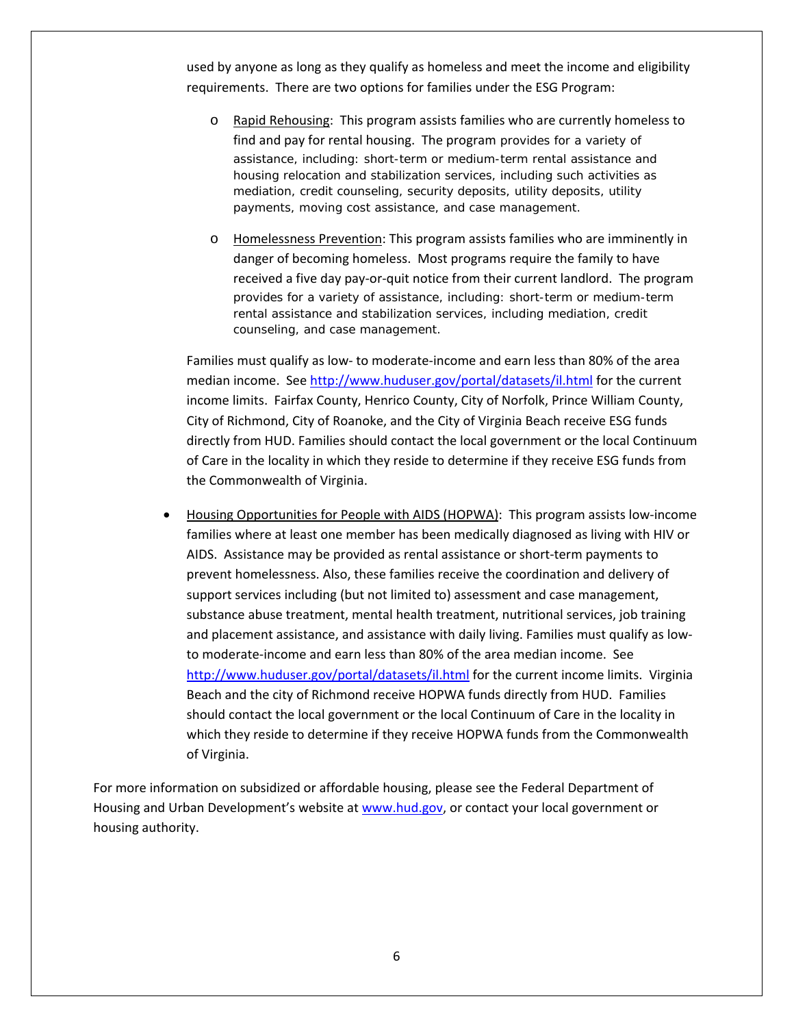used by anyone as long as they qualify as homeless and meet the income and eligibility requirements. There are two options for families under the ESG Program:

- Rapid Rehousing: This program assists families who are currently homeless to find and pay for rental housing. The program provides for a variety of assistance, including: short-term or medium-term rental assistance and housing relocation and stabilization services, including such activities as mediation, credit counseling, security deposits, utility deposits, utility payments, moving cost assistance, and case management.
- Homelessness Prevention: This program assists families who are imminently in danger of becoming homeless. Most programs require the family to have received a five day pay-or-quit notice from their current landlord. The program provides for a variety of assistance, including: short-term or medium-term rental assistance and stabilization services, including mediation, credit counseling, and case management.

Families must qualify as low- to moderate-income and earn less than 80% of the area median income. See http://www.huduser.gov/portal/datasets/il.html for the current income limits. Fairfax County, Henrico County, City of Norfolk, Prince William County, City of Richmond, City of Roanoke, and the City of Virginia Beach receive ESG funds directly from HUD. Families should contact the local government or the local Continuum of Care in the locality in which they reside to determine if they receive ESG funds from the Commonwealth of Virginia.

- Housing Opportunities for People with AIDS (HOPWA): This program assists low-income families where at least one member has been medically diagnosed as living with HIV or AIDS. Assistance may be provided as rental assistance or short-term payments to prevent homelessness. Also, these families receive the coordination and delivery of support services including (but not limited to) assessment and case management, substance abuse treatment, mental health treatment, nutritional services, job training and placement assistance, and assistance with daily living. Families must qualify as low- to moderate-income and earn less than 80% of the area median income. See http://www.huduser.gov/portal/datasets/il.html for the current income limits. Virginia Beach and the city of Richmond receive HOPWA funds directly from HUD. Families should contact the local government or the local Continuum of Care in the locality in which they reside to determine if they receive HOPWA funds from the Commonwealth of Virginia.

For more information on subsidized or affordable housing, please see the Federal Department of Housing and Urban Development's website at www.hud.gov, or contact your local government or housing authority.